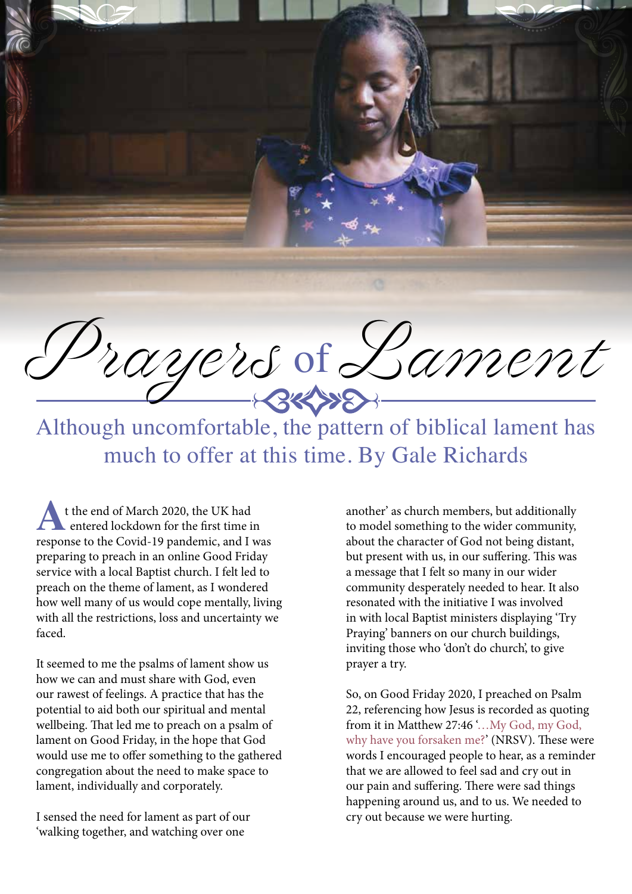# Prayers of Lament

Although uncomfortable, the pattern of biblical lament has much to offer at this time. By Gale Richards

At the end of March 2020, the UK had entered lockdown for the first time in response to the Covid-19 pandemic, and I was preparing to preach in an online Good Friday service with a local Baptist church. I felt led to preach on the theme of lament, as I wondered how well many of us would cope mentally, living with all the restrictions, loss and uncertainty we faced.

It seemed to me the psalms of lament show us how we can and must share with God, even our rawest of feelings. A practice that has the potential to aid both our spiritual and mental wellbeing. That led me to preach on a psalm of lament on Good Friday, in the hope that God would use me to offer something to the gathered congregation about the need to make space to lament, individually and corporately.

I sensed the need for lament as part of our 'walking together, and watching over one another' as church members, but additionally to model something to the wider community, about the character of God not being distant, but present with us, in our suffering. This was a message that I felt so many in our wider community desperately needed to hear. It also resonated with the initiative I was involved in with local Baptist ministers displaying 'Try Praying' banners on our church buildings, inviting those who 'don't do church', to give prayer a try.

So, on Good Friday 2020, I preached on Psalm 22, referencing how Jesus is recorded as quoting from it in Matthew 27:46 '…My God, my God, why have you forsaken me?' (NRSV). These were words I encouraged people to hear, as a reminder that we are allowed to feel sad and cry out in our pain and suffering. There were sad things happening around us, and to us. We needed to cry out because we were hurting.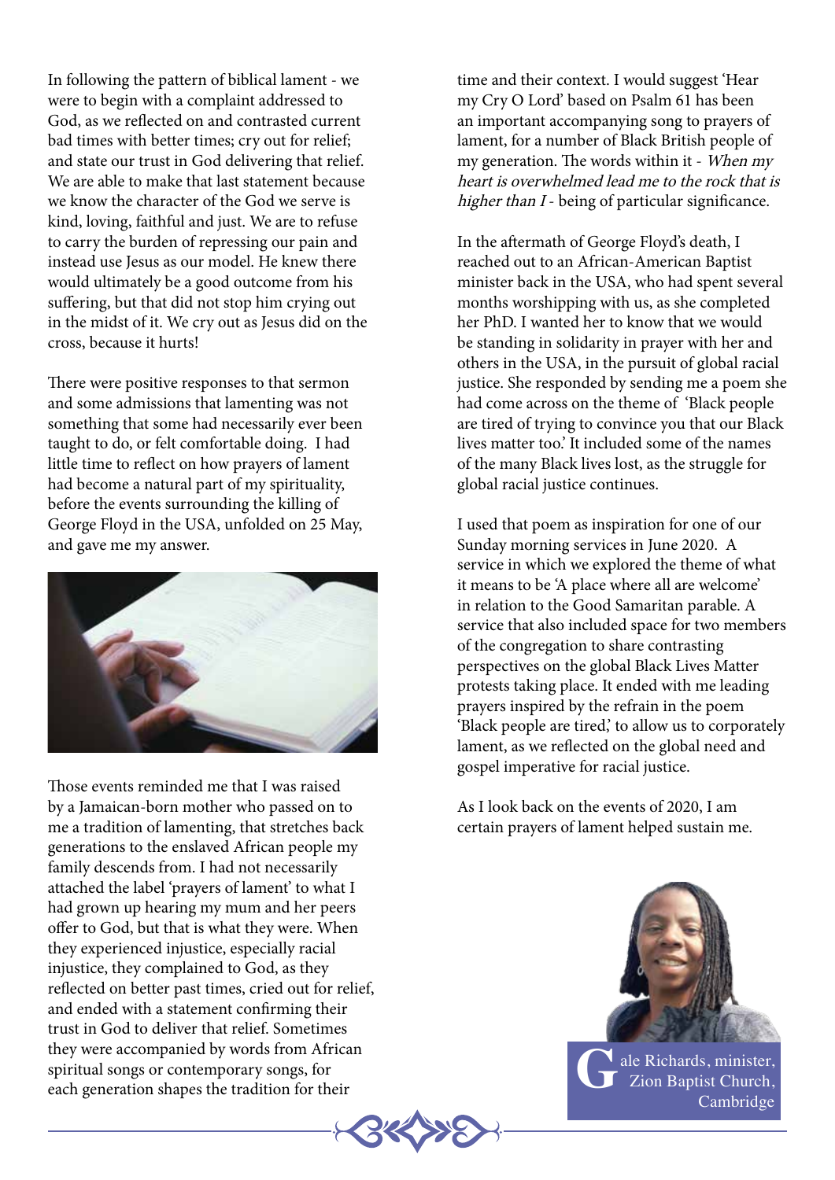In following the pattern of biblical lament - we were to begin with a complaint addressed to God, as we reflected on and contrasted current bad times with better times; cry out for relief; and state our trust in God delivering that relief. We are able to make that last statement because we know the character of the God we serve is kind, loving, faithful and just. We are to refuse to carry the burden of repressing our pain and instead use Jesus as our model. He knew there would ultimately be a good outcome from his suffering, but that did not stop him crying out in the midst of it. We cry out as Jesus did on the cross, because it hurts!

There were positive responses to that sermon and some admissions that lamenting was not something that some had necessarily ever been taught to do, or felt comfortable doing. I had little time to reflect on how prayers of lament had become a natural part of my spirituality, before the events surrounding the killing of George Floyd in the USA, unfolded on 25 May, and gave me my answer.

Those events reminded me that I was raised by a Jamaican-born mother who passed on to me a tradition of lamenting, that stretches back generations to the enslaved African people my family descends from. I had not necessarily attached the label 'prayers of lament' to what I had grown up hearing my mum and her peers offer to God, but that is what they were. When they experienced injustice, especially racial injustice, they complained to God, as they reflected on better past times, cried out for relief, and ended with a statement confirming their trust in God to deliver that relief. Sometimes they were accompanied by words from African spiritual songs or contemporary songs, for each generation shapes the tradition for their time and their context. I would suggest 'Hear my Cry O Lord' based on Psalm 61 has been an important accompanying song to prayers of lament, for a number of Black British people of my generation. The words within it - *When my heart is overwhelmed lead me to the rock that is higher than I* - being of particular significance.

In the aftermath of George Floyd's death, I reached out to an African-American Baptist minister back in the USA, who had spent several months worshipping with us, as she completed her PhD. I wanted her to know that we would be standing in solidarity in prayer with her and others in the USA, in the pursuit of global racial justice. She responded by sending me a poem she had come across on the theme of 'Black people are tired of trying to convince you that our Black lives matter too.' It included some of the names of the many Black lives lost, as the struggle for global racial justice continues.

I used that poem as inspiration for one of our Sunday morning services in June 2020. A service in which we explored the theme of what it means to be 'A place where all are welcome' in relation to the Good Samaritan parable. A service that also included space for two members of the congregation to share contrasting perspectives on the global Black Lives Matter protests taking place. It ended with me leading prayers inspired by the refrain in the poem 'Black people are tired,' to allow us to corporately lament, as we reflected on the global need and gospel imperative for racial justice.

As I look back on the events of 2020, I am certain prayers of lament helped sustain me.

Gale Richards, minister, Zion Baptist Church, Cambridge